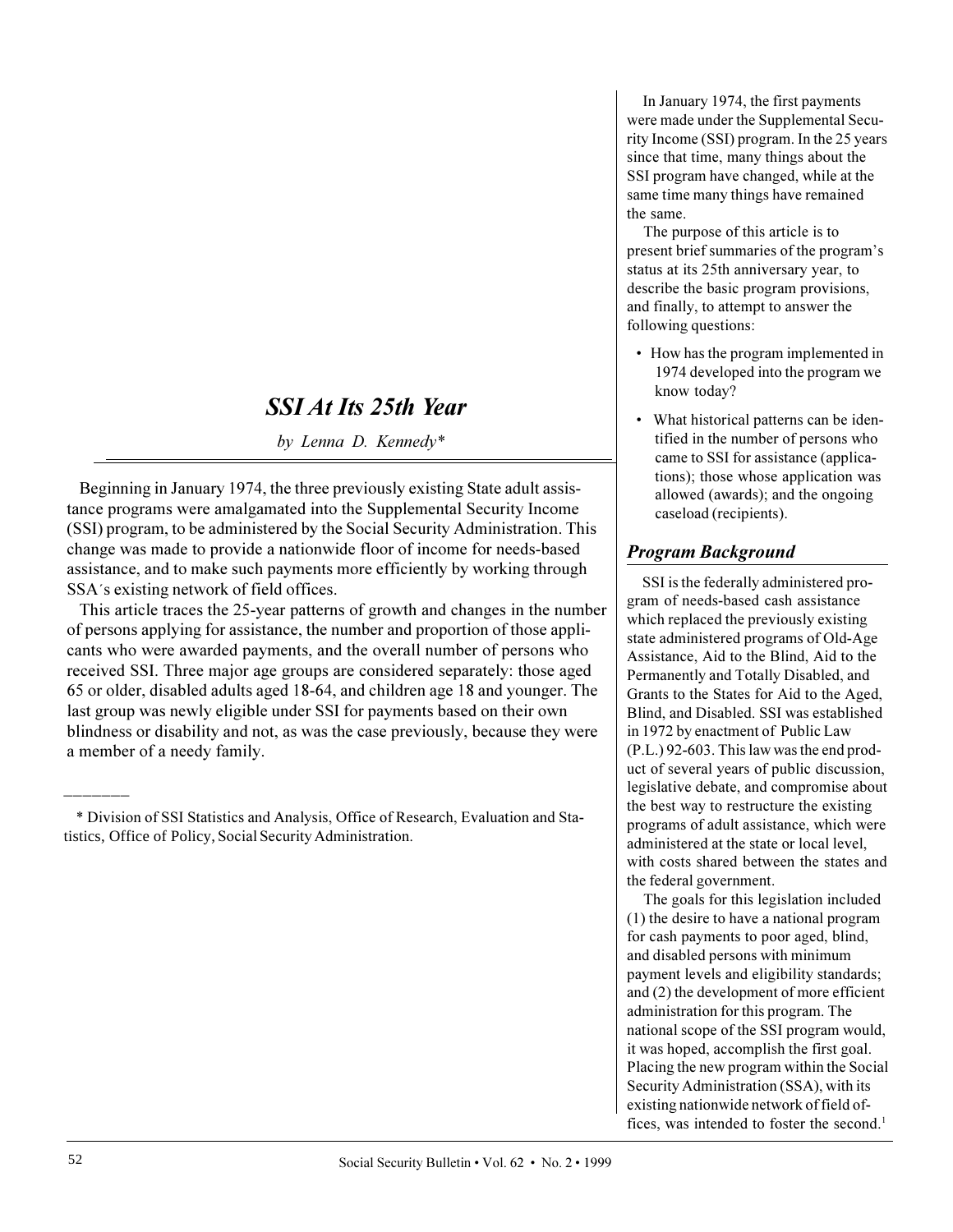# SSI At Its 25th Year

*by Lenna D. Kennedy**

Beginning in January 1974, the three previously existing State adult assistance programs were amalgamated into the Supplemental Security Income (SSI) program, to be administered by the Social Security Administration. This change was made to provide a nationwide floor of income for needs-based assistance, and to make such payments more efficiently by working through SSA´s existing network of field offices.

This article traces the 25-year patterns of growth and changes in the number of persons applying for assistance, the number and proportion of those applicants who were awarded payments, and the overall number of persons who received SSI. Three major age groups are considered separately: those aged 65 or older, disabled adults aged 18-64, and children age 18 and younger. The last group was newly eligible under SSI for payments based on their own blindness or disability and not, as was the case previously, because they were a member of a needy family.

\* Division of SSI Statistics and Analysis, Office of Research, Evaluation and Statistics, Office of Policy, Social Security Administration.

In January 1974, the first payments were made under the Supplemental Security Income (SSI) program. In the 25 years since that time, many things about the SSI program have changed, while at the same time many things have remained the same.

The purpose of this article is to present brief summaries of the program's status at its 25th anniversary year, to describe the basic program provisions, and finally, to attempt to answer the following questions:

- How has the program implemented in 1974 developed into the program we know today?
- What historical patterns can be identified in the number of persons who came to SSI for assistance (applications); those whose application was allowed (awards); and the ongoing caseload (recipients).

## Program Background

SSI is the federally administered program of needs-based cash assistance which replaced the previously existing state administered programs of Old-Age Assistance, Aid to the Blind, Aid to the Permanently and Totally Disabled, and Grants to the States for Aid to the Aged, Blind, and Disabled. SSI was established in 1972 by enactment of Public Law (P.L.) 92-603. This law was the end product of several years of public discussion, legislative debate, and compromise about the best way to restructure the existing programs of adult assistance, which were administered at the state or local level, with costs shared between the states and the federal government.

The goals for this legislation included (1) the desire to have a national program for cash payments to poor aged, blind, and disabled persons with minimum payment levels and eligibility standards; and (2) the development of more efficient administration for this program. The national scope of the SSI program would, it was hoped, accomplish the first goal. Placing the new program within the Social Security Administration (SSA), with its existing nationwide network of field offices, was intended to foster the second.[1]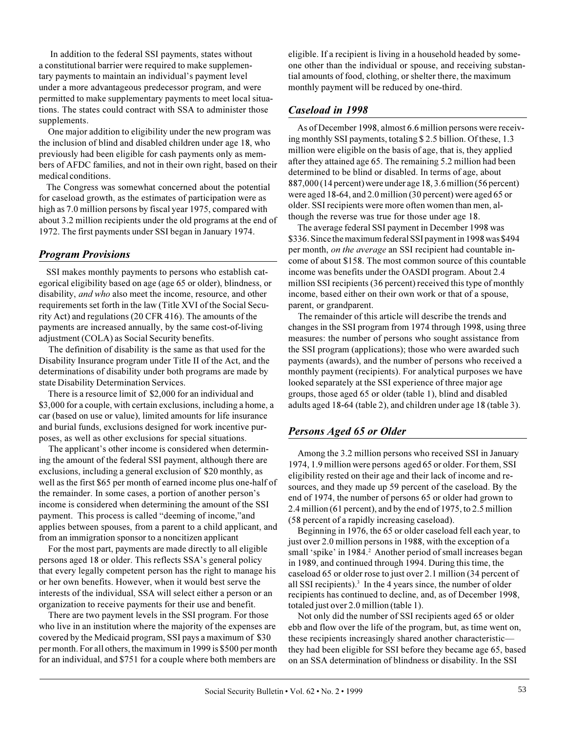In addition to the federal SSI payments, states without a constitutional barrier were required to make supplementary payments to maintain an individual's payment level under a more advantageous predecessor program, and were permitted to make supplementary payments to meet local situations. The states could contract with SSA to administer those supplements.

One major addition to eligibility under the new program was the inclusion of blind and disabled children under age 18, who previously had been eligible for cash payments only as members of AFDC families, and not in their own right, based on their medical conditions.

The Congress was somewhat concerned about the potential for caseload growth, as the estimates of participation were as high as 7.0 million persons by fiscal year 1975, compared with about 3.2 million recipients under the old programs at the end of 1972. The first payments under SSI began in January 1974.

## Program Provisions

SSI makes monthly payments to persons who establish categorical eligibility based on age (age 65 or older), blindness, or disability, *and who* also meet the income, resource, and other requirements set forth in the law (Title XVI of the Social Security Act) and regulations (20 CFR 416). The amounts of the payments are increased annually, by the same cost-of-living adjustment (COLA) as Social Security benefits.

The definition of disability is the same as that used for the Disability Insurance program under Title II of the Act, and the determinations of disability under both programs are made by state Disability Determination Services.

There is a resource limit of $2,000 for an individual and $3,000 for a couple, with certain exclusions, including a home, a car (based on use or value), limited amounts for life insurance and burial funds, exclusions designed for work incentive purposes, as well as other exclusions for special situations.

The applicant's other income is considered when determining the amount of the federal SSI payment, although there are exclusions, including a general exclusion of $20 monthly, as well as the first $65 per month of earned income plus one-half of the remainder. In some cases, a portion of another person's income is considered when determining the amount of the SSI payment. This process is called "deeming of income,"and applies between spouses, from a parent to a child applicant, and from an immigration sponsor to a noncitizen applicant

For the most part, payments are made directly to all eligible persons aged 18 or older. This reflects SSA's general policy that every legally competent person has the right to manage his or her own benefits. However, when it would best serve the interests of the individual, SSA will select either a person or an organization to receive payments for their use and benefit.

There are two payment levels in the SSI program. For those who live in an institution where the majority of the expenses are covered by the Medicaid program, SSI pays a maximum of $30 per month. For all others, the maximum in 1999 is $500 per month for an individual, and $751 for a couple where both members are eligible. If a recipient is living in a household headed by someone other than the individual or spouse, and receiving substantial amounts of food, clothing, or shelter there, the maximum monthly payment will be reduced by one-third.

## Caseload in 1998

As of December 1998, almost 6.6 million persons were receiving monthly SSI payments, totaling $ 2.5 billion. Of these, 1.3 million were eligible on the basis of age, that is, they applied after they attained age 65. The remaining 5.2 million had been determined to be blind or disabled. In terms of age, about 887,000 (14 percent) were under age 18, 3.6 million (56 percent) were aged 18-64, and 2.0 million (30 percent) were aged 65 or older. SSI recipients were more often women than men, although the reverse was true for those under age 18.

The average federal SSI payment in December 1998 was $336. Since the maximum federal SSI payment in 1998 was $494 per month, *on the average* an SSI recipient had countable income of about $158. The most common source of this countable income was benefits under the OASDI program. About 2.4 million SSI recipients (36 percent) received this type of monthly income, based either on their own work or that of a spouse, parent, or grandparent.

The remainder of this article will describe the trends and changes in the SSI program from 1974 through 1998, using three measures: the number of persons who sought assistance from the SSI program (applications); those who were awarded such payments (awards), and the number of persons who received a monthly payment (recipients). For analytical purposes we have looked separately at the SSI experience of three major age groups, those aged 65 or older (table 1), blind and disabled adults aged 18-64 (table 2), and children under age 18 (table 3).

## Persons Aged 65 or Older

Among the 3.2 million persons who received SSI in January 1974, 1.9 million were persons aged 65 or older. For them, SSI eligibility rested on their age and their lack of income and resources, and they made up 59 percent of the caseload. By the end of 1974, the number of persons 65 or older had grown to 2.4 million (61 percent), and by the end of 1975, to 2.5 million (58 percent of a rapidly increasing caseload).

Beginning in 1976, the 65 or older caseload fell each year, to just over 2.0 million persons in 1988, with the exception of a small 'spike' in 1984.[2] Another period of small increases began in 1989, and continued through 1994. During this time, the caseload 65 or older rose to just over 2.1 million (34 percent of all SSI recipients).[3] In the 4 years since, the number of older recipients has continued to decline, and, as of December 1998, totaled just over 2.0 million (table 1).

Not only did the number of SSI recipients aged 65 or older ebb and flow over the life of the program, but, as time went on, these recipients increasingly shared another characteristic—they had been eligible for SSI before they became age 65, based on an SSA determination of blindness or disability. In the SSI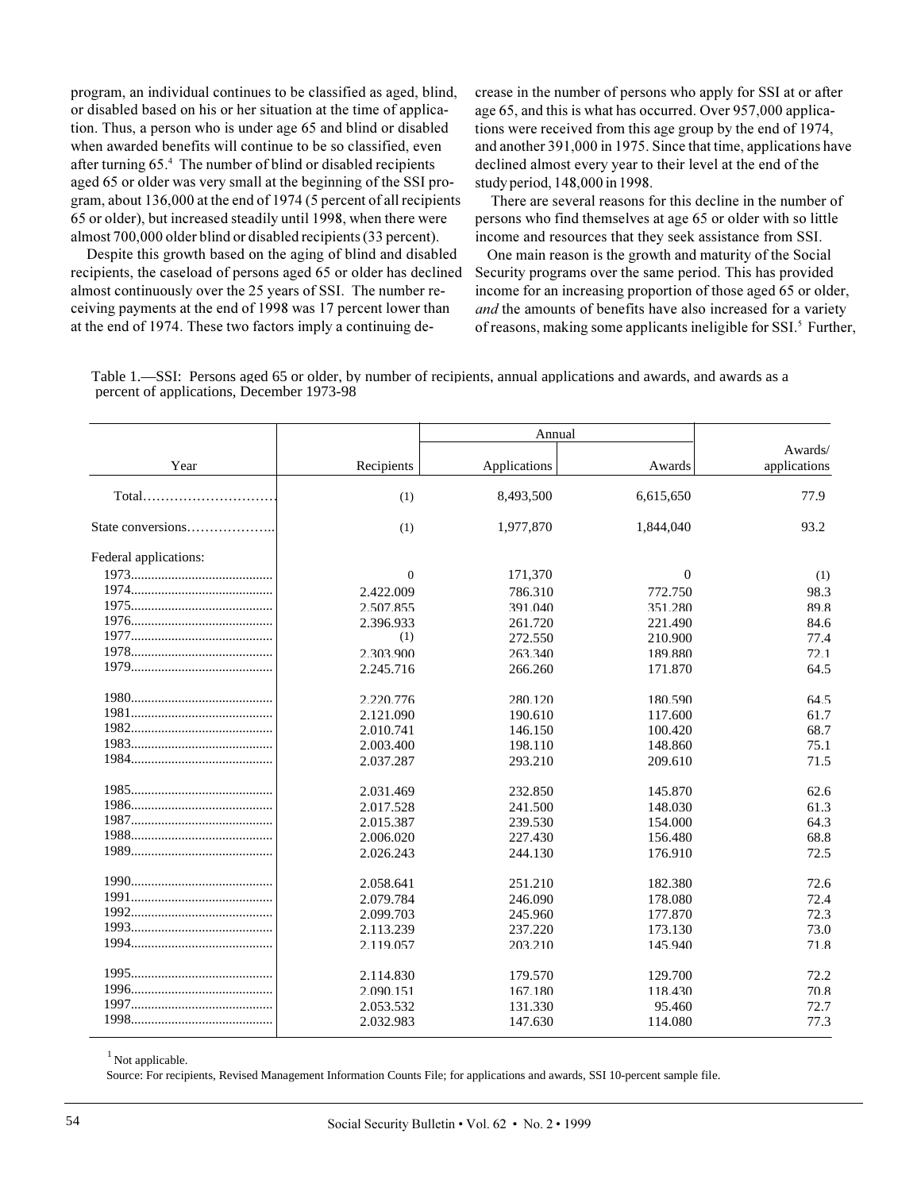program, an individual continues to be classified as aged, blind, or disabled based on his or her situation at the time of application. Thus, a person who is under age 65 and blind or disabled when awarded benefits will continue to be so classified, even after turning 65.[4] The number of blind or disabled recipients aged 65 or older was very small at the beginning of the SSI program, about 136,000 at the end of 1974 (5 percent of all recipients 65 or older), but increased steadily until 1998, when there were almost 700,000 older blind or disabled recipients (33 percent).

Despite this growth based on the aging of blind and disabled recipients, the caseload of persons aged 65 or older has declined almost continuously over the 25 years of SSI. The number receiving payments at the end of 1998 was 17 percent lower than at the end of 1974. These two factors imply a continuing decrease in the number of persons who apply for SSI at or after age 65, and this is what has occurred. Over 957,000 applications were received from this age group by the end of 1974, and another 391,000 in 1975. Since that time, applications have declined almost every year to their level at the end of the study period, 148,000 in 1998.

There are several reasons for this decline in the number of persons who find themselves at age 65 or older with so little income and resources that they seek assistance from SSI.

One main reason is the growth and maturity of the Social Security programs over the same period. This has provided income for an increasing proportion of those aged 65 or older, *and* the amounts of benefits have also increased for a variety of reasons, making some applicants ineligible for SSI.[5] Further,

Table 1.—SSI: Persons aged 65 or older, by number of recipients, annual applications and awards, and awards as a percent of applications, December 1973-98

| Year | Recipients | Annual | | Awards/ applications |
|---|---|---|---|---|
| | | Applications | Awards | |
| Total | (1) | 8,493,500 | 6,615,650 | 77.9 |
| State conversions | (1) | 1,977,870 | 1,844,040 | 93.2 |
| Federal applications: | | | | |
| 1973 | 0 | 171,370 | 0 | (1) |
| 1974 | 2.422.009 | 786.310 | 772.750 | 98.3 |
| 1975 | 2.507.855 | 391.040 | 351.280 | 89.8 |
| 1976 | 2.396.933 | 261.720 | 221.490 | 84.6 |
| 1977 | (1) | 272.550 | 210.900 | 77.4 |
| 1978 | 2.303.900 | 263.340 | 189.880 | 72.1 |
| 1979 | 2.245.716 | 266.260 | 171.870 | 64.5 |
| 1980 | 2.220.776 | 280.120 | 180.590 | 64.5 |
| 1981 | 2.121.090 | 190.610 | 117.600 | 61.7 |
| 1982 | 2.010.741 | 146.150 | 100.420 | 68.7 |
| 1983 | 2.003.400 | 198.110 | 148.860 | 75.1 |
| 1984 | 2.037.287 | 293.210 | 209.610 | 71.5 |
| 1985 | 2.031.469 | 232.850 | 145.870 | 62.6 |
| 1986 | 2.017.528 | 241.500 | 148.030 | 61.3 |
| 1987 | 2.015.387 | 239.530 | 154.000 | 64.3 |
| 1988 | 2.006.020 | 227.430 | 156.480 | 68.8 |
| 1989 | 2.026.243 | 244.130 | 176.910 | 72.5 |
| 1990 | 2.058.641 | 251.210 | 182.380 | 72.6 |
| 1991 | 2.079.784 | 246.090 | 178.080 | 72.4 |
| 1992 | 2.099.703 | 245.960 | 177.870 | 72.3 |
| 1993 | 2.113.239 | 237.220 | 173.130 | 73.0 |
| 1994 | 2.119.057 | 203.210 | 145.940 | 71.8 |
| 1995 | 2.114.830 | 179.570 | 129.700 | 72.2 |
| 1996 | 2.090.151 | 167.180 | 118.430 | 70.8 |
| 1997 | 2.053.532 | 131.330 | 95.460 | 72.7 |
| 1998 | 2.032.983 | 147.630 | 114.080 | 77.3 |

[1] Not applicable.

Source: For recipients, Revised Management Information Counts File; for applications and awards, SSI 10-percent sample file.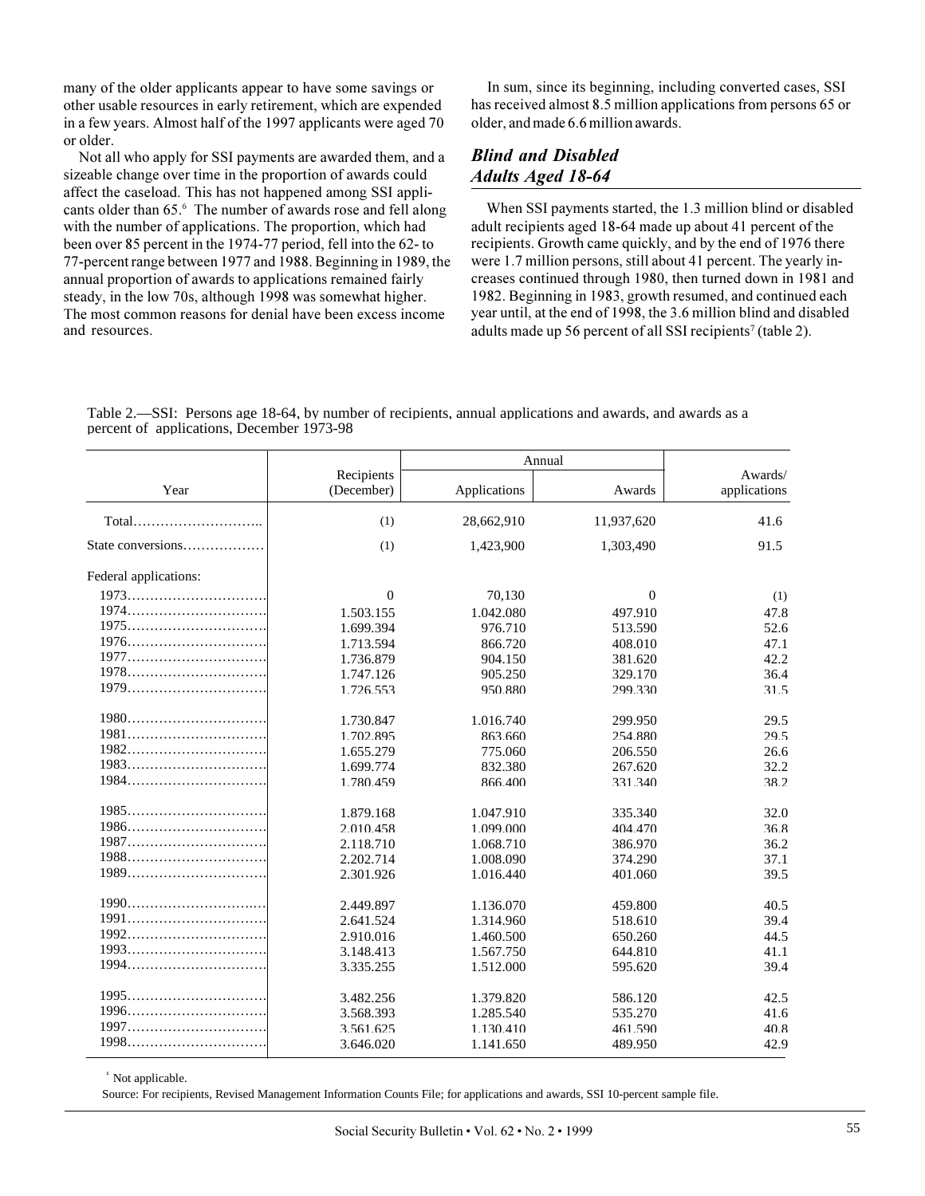many of the older applicants appear to have some savings or other usable resources in early retirement, which are expended in a few years. Almost half of the 1997 applicants were aged 70 or older.

Not all who apply for SSI payments are awarded them, and a sizeable change over time in the proportion of awards could affect the caseload. This has not happened among SSI applicants older than 65.[6] The number of awards rose and fell along with the number of applications. The proportion, which had been over 85 percent in the 1974-77 period, fell into the 62- to 77-percent range between 1977 and 1988. Beginning in 1989, the annual proportion of awards to applications remained fairly steady, in the low 70s, although 1998 was somewhat higher. The most common reasons for denial have been excess income and resources.

In sum, since its beginning, including converted cases, SSI has received almost 8.5 million applications from persons 65 or older, and made 6.6 million awards.

## *Blind and Disabled Adults Aged 18-64*

When SSI payments started, the 1.3 million blind or disabled adult recipients aged 18-64 made up about 41 percent of the recipients. Growth came quickly, and by the end of 1976 there were 1.7 million persons, still about 41 percent. The yearly increases continued through 1980, then turned down in 1981 and 1982. Beginning in 1983, growth resumed, and continued each year until, at the end of 1998, the 3.6 million blind and disabled adults made up 56 percent of all SSI recipients[7] (table 2).

Table 2.—SSI: Persons age 18-64, by number of recipients, annual applications and awards, and awards as a percent of applications, December 1973-98

| Year | Recipients (December) | Annual | | Awards/ applications |
|---|---|---|---|---|
| | | Applications | Awards | |
| Total | (1) | 28,662,910 | 11,937,620 | 41.6 |
| State conversions | (1) | 1,423,900 | 1,303,490 | 91.5 |
| Federal applications: | | | | |
| 1973 | 0 | 70,130 | 0 | (1) |
| 1974 | 1.503.155 | 1.042.080 | 497.910 | 47.8 |
| 1975 | 1.699.394 | 976.710 | 513.590 | 52.6 |
| 1976 | 1.713.594 | 866.720 | 408.010 | 47.1 |
| 1977 | 1.736.879 | 904.150 | 381.620 | 42.2 |
| 1978 | 1.747.126 | 905.250 | 329.170 | 36.4 |
| 1979 | 1.726.553 | 950.880 | 299.330 | 31.5 |
| 1980 | 1.730.847 | 1.016.740 | 299.950 | 29.5 |
| 1981 | 1.702.895 | 863.660 | 254.880 | 29.5 |
| 1982 | 1.655.279 | 775.060 | 206.550 | 26.6 |
| 1983 | 1.699.774 | 832.380 | 267.620 | 32.2 |
| 1984 | 1.780.459 | 866.400 | 331.340 | 38.2 |
| 1985 | 1.879.168 | 1.047.910 | 335.340 | 32.0 |
| 1986 | 2.010.458 | 1.099.000 | 404.470 | 36.8 |
| 1987 | 2.118.710 | 1.068.710 | 386.970 | 36.2 |
| 1988 | 2.202.714 | 1.008.090 | 374.290 | 37.1 |
| 1989 | 2.301.926 | 1.016.440 | 401.060 | 39.5 |
| 1990 | 2.449.897 | 1.136.070 | 459.800 | 40.5 |
| 1991 | 2.641.524 | 1.314.960 | 518.610 | 39.4 |
| 1992 | 2.910.016 | 1.460.500 | 650.260 | 44.5 |
| 1993 | 3.148.413 | 1.567.750 | 644.810 | 41.1 |
| 1994 | 3.335.255 | 1.512.000 | 595.620 | 39.4 |
| 1995 | 3.482.256 | 1.379.820 | 586.120 | 42.5 |
| 1996 | 3.568.393 | 1.285.540 | 535.270 | 41.6 |
| 1997 | 3.561.625 | 1.130.410 | 461.590 | 40.8 |
| 1998 | 3.646.020 | 1.141.650 | 489.950 | 42.9 |

[1] Not applicable.

Source: For recipients, Revised Management Information Counts File; for applications and awards, SSI 10-percent sample file.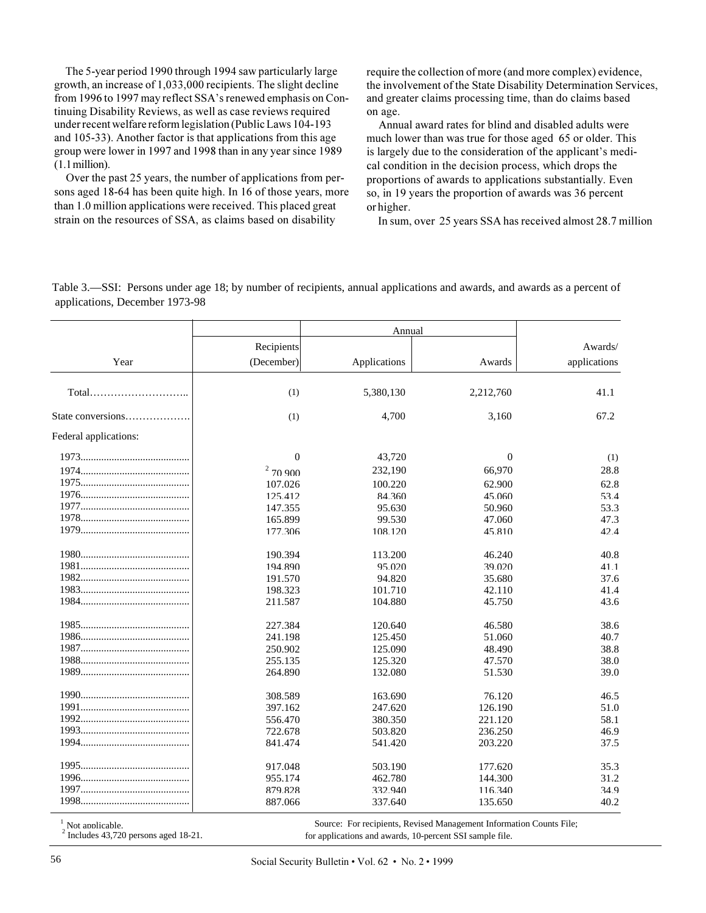The 5-year period 1990 through 1994 saw particularly large growth, an increase of 1,033,000 recipients. The slight decline from 1996 to 1997 may reflect SSA's renewed emphasis on Continuing Disability Reviews, as well as case reviews required under recent welfare reform legislation (Public Laws 104-193 and 105-33). Another factor is that applications from this age group were lower in 1997 and 1998 than in any year since 1989 (1.1 million).

Over the past 25 years, the number of applications from persons aged 18-64 has been quite high. In 16 of those years, more than 1.0 million applications were received. This placed great strain on the resources of SSA, as claims based on disability require the collection of more (and more complex) evidence, the involvement of the State Disability Determination Services, and greater claims processing time, than do claims based on age.

Annual award rates for blind and disabled adults were much lower than was true for those aged 65 or older. This is largely due to the consideration of the applicant's medical condition in the decision process, which drops the proportions of awards to applications substantially. Even so, in 19 years the proportion of awards was 36 percent or higher.

In sum, over 25 years SSA has received almost 28.7 million

Table 3.—SSI: Persons under age 18; by number of recipients, annual applications and awards, and awards as a percent of applications, December 1973-98

| Year | Recipients (December) | Annual | | Awards/ applications |
|---|---|---|---|---|
| | | Applications | Awards | |
| Total.......................... | (1) | 5,380,130 | 2,212,760 | 41.1 |
| State conversions.................. | (1) | 4,700 | 3,160 | 67.2 |
| Federal applications: | | | | |
| 1973 | 0 | 43,720 | 0 | (1) |
| 1974 | [2] 70,900 | 232,190 | 66,970 | 28.8 |
| 1975 | 107,026 | 100,220 | 62,900 | 62.8 |
| 1976 | 125,412 | 84,360 | 45,060 | 53.4 |
| 1977 | 147,355 | 95,630 | 50,960 | 53.3 |
| 1978 | 165,899 | 99,530 | 47,060 | 47.3 |
| 1979 | 177,306 | 108,120 | 45,810 | 42.4 |
| 1980 | 190,394 | 113,200 | 46,240 | 40.8 |
| 1981 | 194,890 | 95,020 | 39,020 | 41.1 |
| 1982 | 191,570 | 94,820 | 35,680 | 37.6 |
| 1983 | 198,323 | 101,710 | 42,110 | 41.4 |
| 1984 | 211,587 | 104,880 | 45,750 | 43.6 |
| 1985 | 227,384 | 120,640 | 46,580 | 38.6 |
| 1986 | 241,198 | 125,450 | 51,060 | 40.7 |
| 1987 | 250,902 | 125,090 | 48,490 | 38.8 |
| 1988 | 255,135 | 125,320 | 47,570 | 38.0 |
| 1989 | 264,890 | 132,080 | 51,530 | 39.0 |
| 1990 | 308,589 | 163,690 | 76,120 | 46.5 |
| 1991 | 397,162 | 247,620 | 126,190 | 51.0 |
| 1992 | 556,470 | 380,350 | 221,120 | 58.1 |
| 1993 | 722,678 | 503,820 | 236,250 | 46.9 |
| 1994 | 841,474 | 541,420 | 203,220 | 37.5 |
| 1995 | 917,048 | 503,190 | 177,620 | 35.3 |
| 1996 | 955,174 | 462,780 | 144,300 | 31.2 |
| 1997 | 879,828 | 332,940 | 116,340 | 34.9 |
| 1998 | 887,066 | 337,640 | 135,650 | 40.2 |

[1] Not applicable.
[2] Includes 43,720 persons aged 18-21.

Source: For recipients, Revised Management Information Counts File; for applications and awards, 10-percent SSI sample file.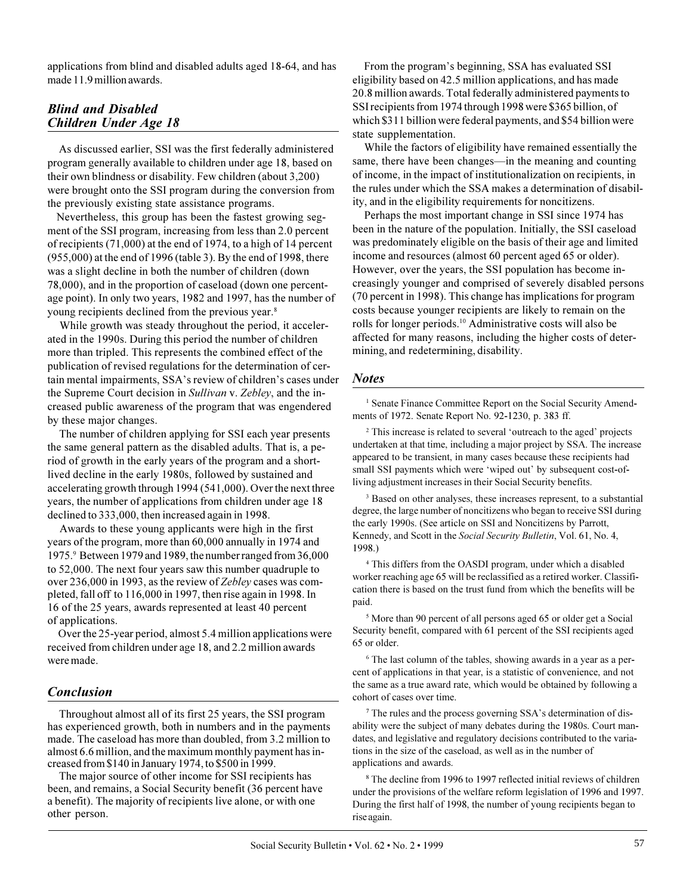applications from blind and disabled adults aged 18-64, and has made 11.9 million awards.

### *Blind and Disabled Children Under Age 18*

As discussed earlier, SSI was the first federally administered program generally available to children under age 18, based on their own blindness or disability. Few children (about 3,200) were brought onto the SSI program during the conversion from the previously existing state assistance programs.

Nevertheless, this group has been the fastest growing segment of the SSI program, increasing from less than 2.0 percent of recipients (71,000) at the end of 1974, to a high of 14 percent (955,000) at the end of 1996 (table 3). By the end of 1998, there was a slight decline in both the number of children (down 78,000), and in the proportion of caseload (down one percentage point). In only two years, 1982 and 1997, has the number of young recipients declined from the previous year.[8]

While growth was steady throughout the period, it accelerated in the 1990s. During this period the number of children more than tripled. This represents the combined effect of the publication of revised regulations for the determination of certain mental impairments, SSA's review of children's cases under the Supreme Court decision in *Sullivan* v. *Zebley*, and the increased public awareness of the program that was engendered by these major changes.

The number of children applying for SSI each year presents the same general pattern as the disabled adults. That is, a period of growth in the early years of the program and a short-lived decline in the early 1980s, followed by sustained and accelerating growth through 1994 (541,000). Over the next three years, the number of applications from children under age 18 declined to 333,000, then increased again in 1998.

Awards to these young applicants were high in the first years of the program, more than 60,000 annually in 1974 and 1975.[9] Between 1979 and 1989, the number ranged from 36,000 to 52,000. The next four years saw this number quadruple to over 236,000 in 1993, as the review of *Zebley* cases was completed, fall off to 116,000 in 1997, then rise again in 1998. In 16 of the 25 years, awards represented at least 40 percent of applications.

Over the 25-year period, almost 5.4 million applications were received from children under age 18, and 2.2 million awards were made.

## *Conclusion*

Throughout almost all of its first 25 years, the SSI program has experienced growth, both in numbers and in the payments made. The caseload has more than doubled, from 3.2 million to almost 6.6 million, and the maximum monthly payment has increased from $140 in January 1974, to $500 in 1999.

The major source of other income for SSI recipients has been, and remains, a Social Security benefit (36 percent have a benefit). The majority of recipients live alone, or with one other person.

From the program's beginning, SSA has evaluated SSI eligibility based on 42.5 million applications, and has made 20.8 million awards. Total federally administered payments to SSI recipients from 1974 through 1998 were $365 billion, of which $311 billion were federal payments, and $54 billion were state supplementation.

While the factors of eligibility have remained essentially the same, there have been changes—in the meaning and counting of income, in the impact of institutionalization on recipients, in the rules under which the SSA makes a determination of disability, and in the eligibility requirements for noncitizens.

Perhaps the most important change in SSI since 1974 has been in the nature of the population. Initially, the SSI caseload was predominately eligible on the basis of their age and limited income and resources (almost 60 percent aged 65 or older). However, over the years, the SSI population has become increasingly younger and comprised of severely disabled persons (70 percent in 1998). This change has implications for program costs because younger recipients are likely to remain on the rolls for longer periods.[10] Administrative costs will also be affected for many reasons, including the higher costs of determining, and redetermining, disability.

## *Notes*

[1] Senate Finance Committee Report on the Social Security Amendments of 1972. Senate Report No. 92-1230, p. 383 ff.

[2] This increase is related to several 'outreach to the aged' projects undertaken at that time, including a major project by SSA. The increase appeared to be transient, in many cases because these recipients had small SSI payments which were 'wiped out' by subsequent cost-of-living adjustment increases in their Social Security benefits.

[3] Based on other analyses, these increases represent, to a substantial degree, the large number of noncitizens who began to receive SSI during the early 1990s. (See article on SSI and Noncitizens by Parrott, Kennedy, and Scott in the *Social Security Bulletin*, Vol. 61, No. 4, 1998.)

[4] This differs from the OASDI program, under which a disabled worker reaching age 65 will be reclassified as a retired worker. Classification there is based on the trust fund from which the benefits will be paid.

[5] More than 90 percent of all persons aged 65 or older get a Social Security benefit, compared with 61 percent of the SSI recipients aged 65 or older.

[6] The last column of the tables, showing awards in a year as a percent of applications in that year, is a statistic of convenience, and not the same as a true award rate, which would be obtained by following a cohort of cases over time.

[7] The rules and the process governing SSA's determination of disability were the subject of many debates during the 1980s. Court mandates, and legislative and regulatory decisions contributed to the variations in the size of the caseload, as well as in the number of applications and awards.

[8] The decline from 1996 to 1997 reflected initial reviews of children under the provisions of the welfare reform legislation of 1996 and 1997. During the first half of 1998, the number of young recipients began to rise again.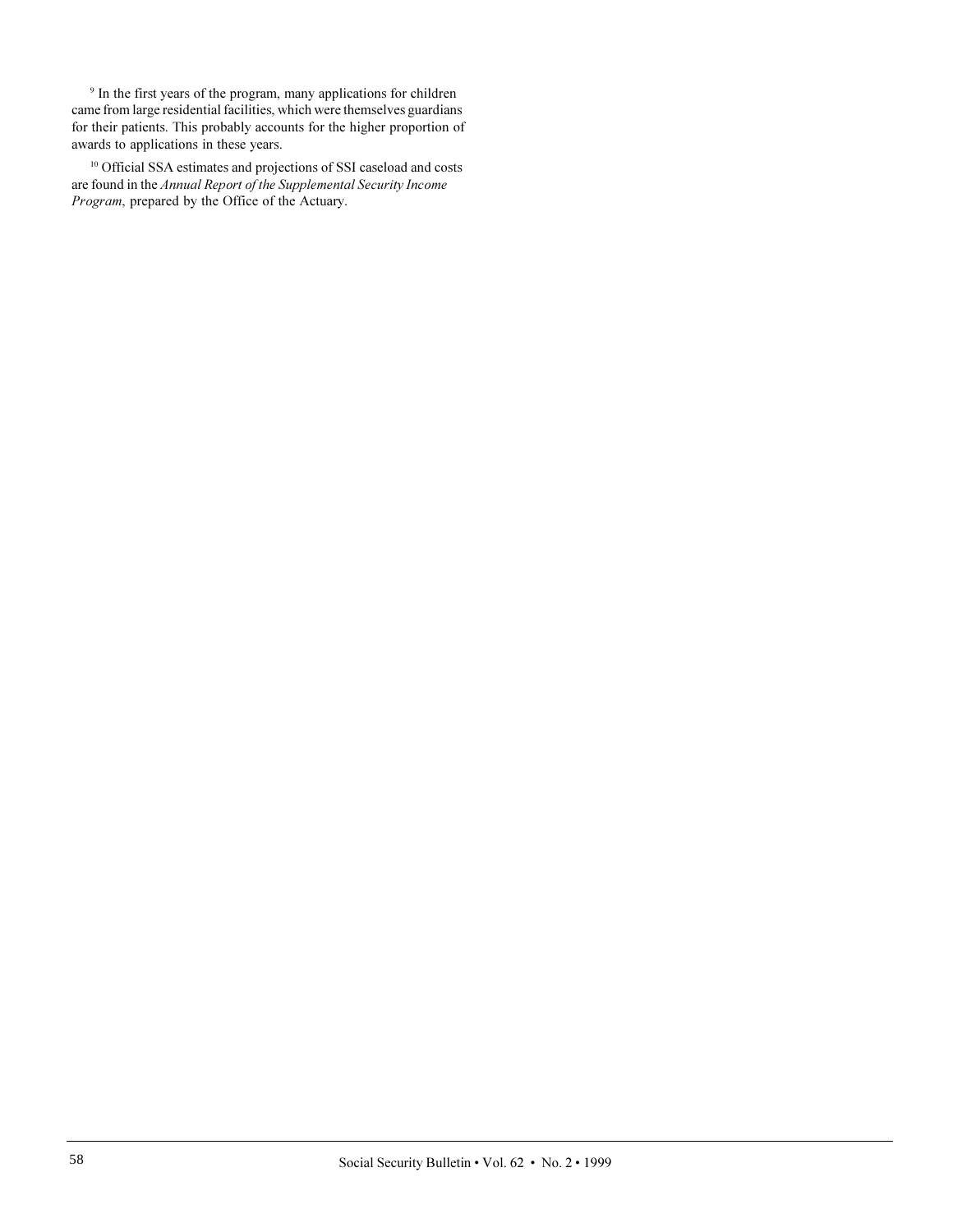[9] In the first years of the program, many applications for children came from large residential facilities, which were themselves guardians for their patients. This probably accounts for the higher proportion of awards to applications in these years.

[10] Official SSA estimates and projections of SSI caseload and costs are found in the *Annual Report of the Supplemental Security Income Program*, prepared by the Office of the Actuary.